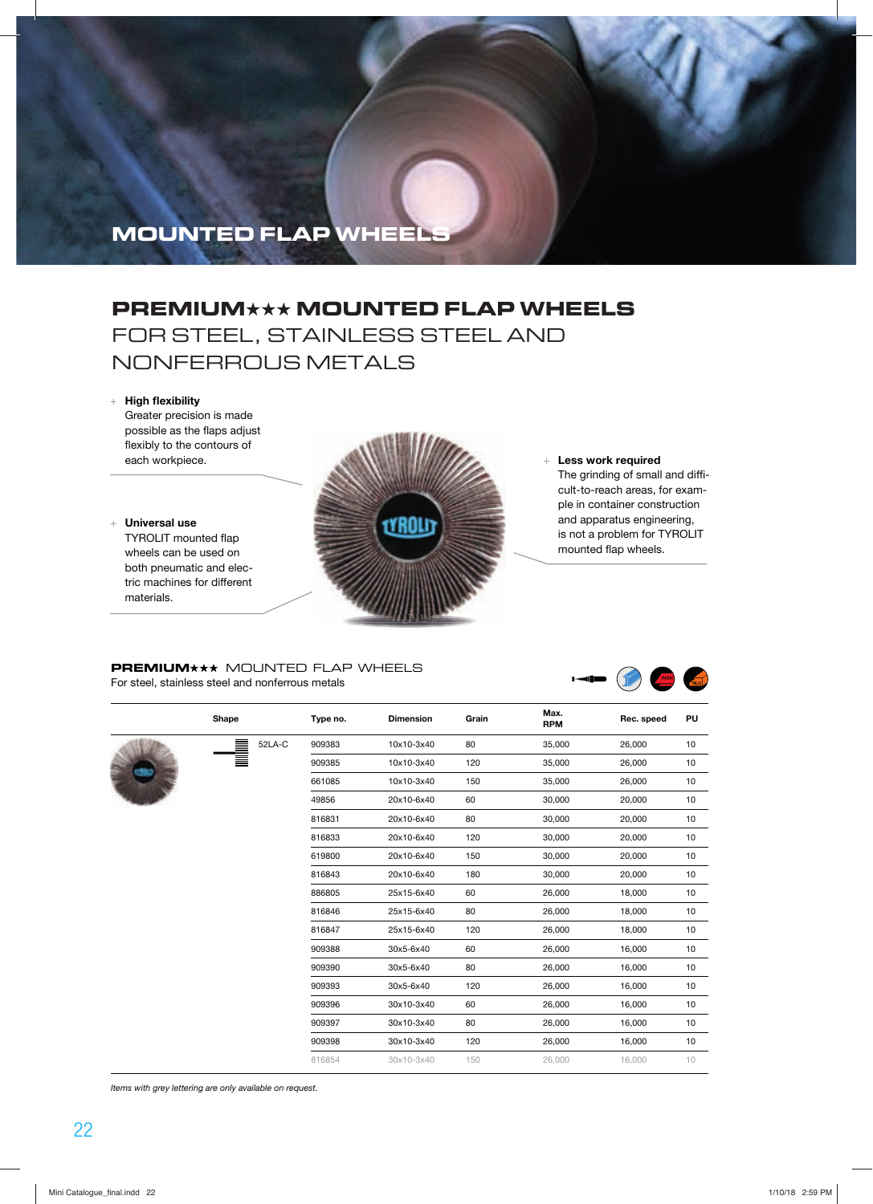# MOUNTED FLAP WHEELS

## PREMIUM★★★ MOUNTED FLAP WHEELS
FOR STEEL, STAINLESS STEEL AND NONFERROUS METALS

+ **High flexibility**
  Greater precision is made possible as the flaps adjust flexibly to the contours of each workpiece.

+ **Universal use**
  TYROLIT mounted flap wheels can be used on both pneumatic and electric machines for different materials.

+ **Less work required**
  The grinding of small and difficult-to-reach areas, for example in container construction and apparatus engineering, is not a problem for TYROLIT mounted flap wheels.

### PREMIUM★★★ MOUNTED FLAP WHEELS
For steel, stainless steel and nonferrous metals

| Shape | | Type no. | Dimension | Grain | Max. RPM | Rec. speed | PU |
|---|---|---|---|---|---|---|---|
| | 52LA-C | 909383 | 10x10-3x40 | 80 | 35,000 | 26,000 | 10 |
| | | 909385 | 10x10-3x40 | 120 | 35,000 | 26,000 | 10 |
| | | 661085 | 10x10-3x40 | 150 | 35,000 | 26,000 | 10 |
| | | 49856 | 20x10-6x40 | 60 | 30,000 | 20,000 | 10 |
| | | 816831 | 20x10-6x40 | 80 | 30,000 | 20,000 | 10 |
| | | 816833 | 20x10-6x40 | 120 | 30,000 | 20,000 | 10 |
| | | 619800 | 20x10-6x40 | 150 | 30,000 | 20,000 | 10 |
| | | 816843 | 20x10-6x40 | 180 | 30,000 | 20,000 | 10 |
| | | 886805 | 25x15-6x40 | 60 | 26,000 | 18,000 | 10 |
| | | 816846 | 25x15-6x40 | 80 | 26,000 | 18,000 | 10 |
| | | 816847 | 25x15-6x40 | 120 | 26,000 | 18,000 | 10 |
| | | 909388 | 30x5-6x40 | 60 | 26,000 | 16,000 | 10 |
| | | 909390 | 30x5-6x40 | 80 | 26,000 | 16,000 | 10 |
| | | 909393 | 30x5-6x40 | 120 | 26,000 | 16,000 | 10 |
| | | 909396 | 30x10-3x40 | 60 | 26,000 | 16,000 | 10 |
| | | 909397 | 30x10-3x40 | 80 | 26,000 | 16,000 | 10 |
| | | 909398 | 30x10-3x40 | 120 | 26,000 | 16,000 | 10 |
| | | 816854 | 30x10-3x40 | 150 | 26,000 | 16,000 | 10 |

*Items with grey lettering are only available on request.*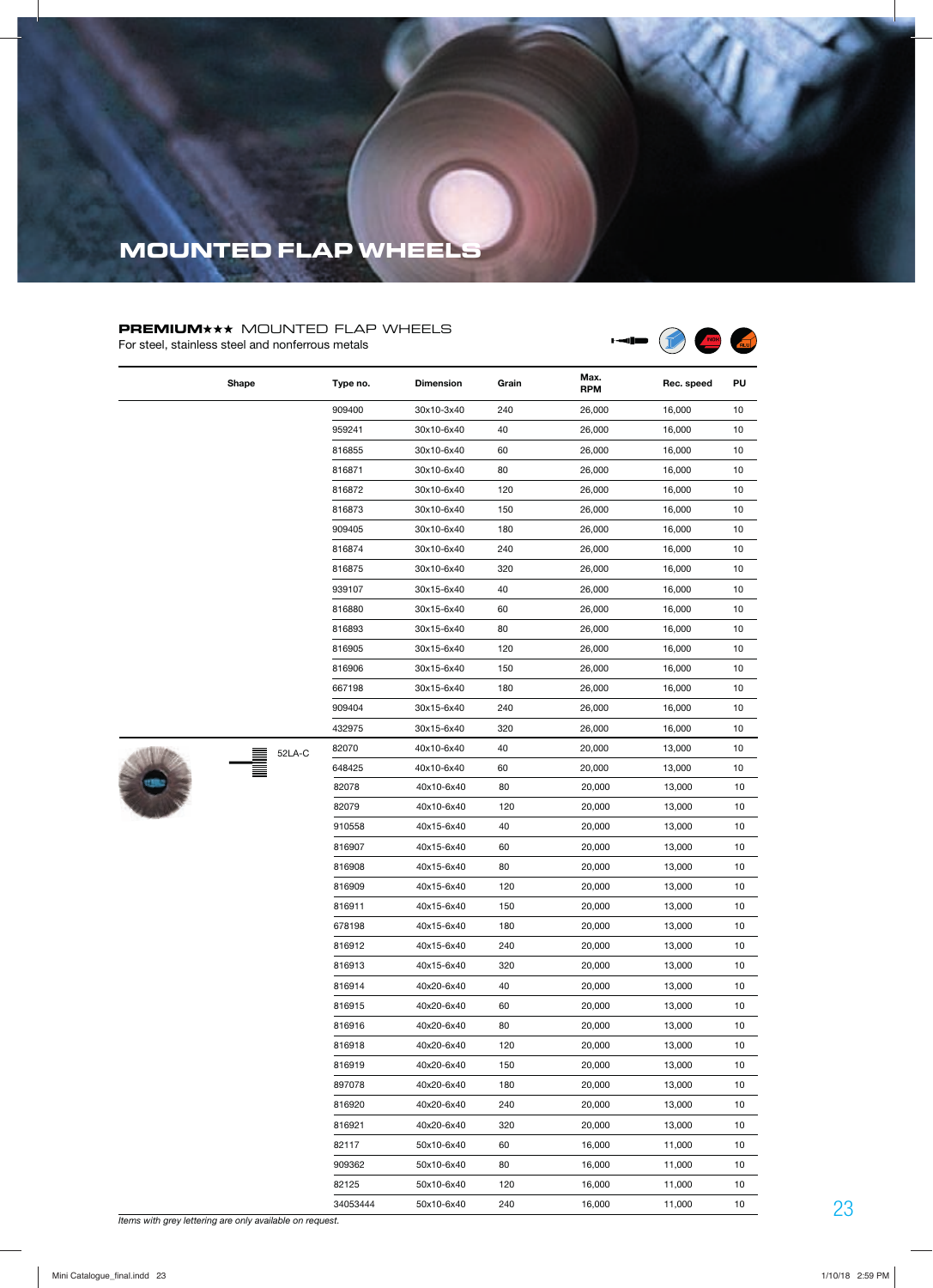# MOUNTED FLAP WHEELS

**PREMIUM★★★** MOUNTED FLAP WHEELS
For steel, stainless steel and nonferrous metals

| Shape | | Type no. | Dimension | Grain | Max. RPM | Rec. speed | PU |
|---|---|---|---|---|---|---|---|
| | | 909400 | 30x10-3x40 | 240 | 26,000 | 16,000 | 10 |
| | | 959241 | 30x10-6x40 | 40 | 26,000 | 16,000 | 10 |
| | | 816855 | 30x10-6x40 | 60 | 26,000 | 16,000 | 10 |
| | | 816871 | 30x10-6x40 | 80 | 26,000 | 16,000 | 10 |
| | | 816872 | 30x10-6x40 | 120 | 26,000 | 16,000 | 10 |
| | | 816873 | 30x10-6x40 | 150 | 26,000 | 16,000 | 10 |
| | | 909405 | 30x10-6x40 | 180 | 26,000 | 16,000 | 10 |
| | | 816874 | 30x10-6x40 | 240 | 26,000 | 16,000 | 10 |
| | | 816875 | 30x10-6x40 | 320 | 26,000 | 16,000 | 10 |
| | | 939107 | 30x15-6x40 | 40 | 26,000 | 16,000 | 10 |
| | | 816880 | 30x15-6x40 | 60 | 26,000 | 16,000 | 10 |
| | | 816893 | 30x15-6x40 | 80 | 26,000 | 16,000 | 10 |
| | | 816905 | 30x15-6x40 | 120 | 26,000 | 16,000 | 10 |
| | | 816906 | 30x15-6x40 | 150 | 26,000 | 16,000 | 10 |
| | | 667198 | 30x15-6x40 | 180 | 26,000 | 16,000 | 10 |
| | | 909404 | 30x15-6x40 | 240 | 26,000 | 16,000 | 10 |
| | | 432975 | 30x15-6x40 | 320 | 26,000 | 16,000 | 10 |
| | 52LA-C | 82070 | 40x10-6x40 | 40 | 20,000 | 13,000 | 10 |
| | | 648425 | 40x10-6x40 | 60 | 20,000 | 13,000 | 10 |
| | | 82078 | 40x10-6x40 | 80 | 20,000 | 13,000 | 10 |
| | | 82079 | 40x10-6x40 | 120 | 20,000 | 13,000 | 10 |
| | | 910558 | 40x15-6x40 | 40 | 20,000 | 13,000 | 10 |
| | | 816907 | 40x15-6x40 | 60 | 20,000 | 13,000 | 10 |
| | | 816908 | 40x15-6x40 | 80 | 20,000 | 13,000 | 10 |
| | | 816909 | 40x15-6x40 | 120 | 20,000 | 13,000 | 10 |
| | | 816911 | 40x15-6x40 | 150 | 20,000 | 13,000 | 10 |
| | | 678198 | 40x15-6x40 | 180 | 20,000 | 13,000 | 10 |
| | | 816912 | 40x15-6x40 | 240 | 20,000 | 13,000 | 10 |
| | | 816913 | 40x15-6x40 | 320 | 20,000 | 13,000 | 10 |
| | | 816914 | 40x20-6x40 | 40 | 20,000 | 13,000 | 10 |
| | | 816915 | 40x20-6x40 | 60 | 20,000 | 13,000 | 10 |
| | | 816916 | 40x20-6x40 | 80 | 20,000 | 13,000 | 10 |
| | | 816918 | 40x20-6x40 | 120 | 20,000 | 13,000 | 10 |
| | | 816919 | 40x20-6x40 | 150 | 20,000 | 13,000 | 10 |
| | | 897078 | 40x20-6x40 | 180 | 20,000 | 13,000 | 10 |
| | | 816920 | 40x20-6x40 | 240 | 20,000 | 13,000 | 10 |
| | | 816921 | 40x20-6x40 | 320 | 20,000 | 13,000 | 10 |
| | | 82117 | 50x10-6x40 | 60 | 16,000 | 11,000 | 10 |
| | | 909362 | 50x10-6x40 | 80 | 16,000 | 11,000 | 10 |
| | | 82125 | 50x10-6x40 | 120 | 16,000 | 11,000 | 10 |
| | | 34053444 | 50x10-6x40 | 240 | 16,000 | 11,000 | 10 |

*Items with grey lettering are only available on request.*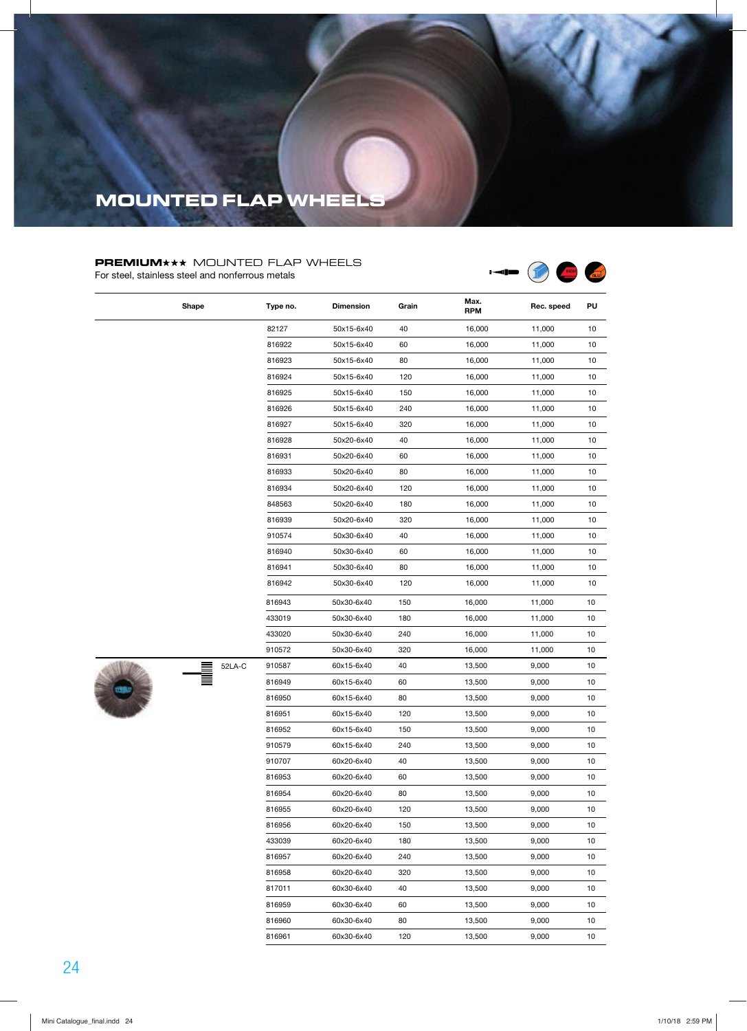# MOUNTED FLAP WHEELS

**PREMIUM★★★** MOUNTED FLAP WHEELS

For steel, stainless steel and nonferrous metals

| Shape | Type no. | Dimension | Grain | Max. RPM | Rec. speed | PU |
|---|---|---|---|---|---|---|
| | 82127 | 50x15-6x40 | 40 | 16,000 | 11,000 | 10 |
| | 816922 | 50x15-6x40 | 60 | 16,000 | 11,000 | 10 |
| | 816923 | 50x15-6x40 | 80 | 16,000 | 11,000 | 10 |
| | 816924 | 50x15-6x40 | 120 | 16,000 | 11,000 | 10 |
| | 816925 | 50x15-6x40 | 150 | 16,000 | 11,000 | 10 |
| | 816926 | 50x15-6x40 | 240 | 16,000 | 11,000 | 10 |
| | 816927 | 50x15-6x40 | 320 | 16,000 | 11,000 | 10 |
| | 816928 | 50x20-6x40 | 40 | 16,000 | 11,000 | 10 |
| | 816931 | 50x20-6x40 | 60 | 16,000 | 11,000 | 10 |
| | 816933 | 50x20-6x40 | 80 | 16,000 | 11,000 | 10 |
| | 816934 | 50x20-6x40 | 120 | 16,000 | 11,000 | 10 |
| | 848563 | 50x20-6x40 | 180 | 16,000 | 11,000 | 10 |
| | 816939 | 50x20-6x40 | 320 | 16,000 | 11,000 | 10 |
| | 910574 | 50x30-6x40 | 40 | 16,000 | 11,000 | 10 |
| | 816940 | 50x30-6x40 | 60 | 16,000 | 11,000 | 10 |
| | 816941 | 50x30-6x40 | 80 | 16,000 | 11,000 | 10 |
| | 816942 | 50x30-6x40 | 120 | 16,000 | 11,000 | 10 |
| | 816943 | 50x30-6x40 | 150 | 16,000 | 11,000 | 10 |
| | 433019 | 50x30-6x40 | 180 | 16,000 | 11,000 | 10 |
| | 433020 | 50x30-6x40 | 240 | 16,000 | 11,000 | 10 |
| | 910572 | 50x30-6x40 | 320 | 16,000 | 11,000 | 10 |
| 52LA-C | 910587 | 60x15-6x40 | 40 | 13,500 | 9,000 | 10 |
| | 816949 | 60x15-6x40 | 60 | 13,500 | 9,000 | 10 |
| | 816950 | 60x15-6x40 | 80 | 13,500 | 9,000 | 10 |
| | 816951 | 60x15-6x40 | 120 | 13,500 | 9,000 | 10 |
| | 816952 | 60x15-6x40 | 150 | 13,500 | 9,000 | 10 |
| | 910579 | 60x15-6x40 | 240 | 13,500 | 9,000 | 10 |
| | 910707 | 60x20-6x40 | 40 | 13,500 | 9,000 | 10 |
| | 816953 | 60x20-6x40 | 60 | 13,500 | 9,000 | 10 |
| | 816954 | 60x20-6x40 | 80 | 13,500 | 9,000 | 10 |
| | 816955 | 60x20-6x40 | 120 | 13,500 | 9,000 | 10 |
| | 816956 | 60x20-6x40 | 150 | 13,500 | 9,000 | 10 |
| | 433039 | 60x20-6x40 | 180 | 13,500 | 9,000 | 10 |
| | 816957 | 60x20-6x40 | 240 | 13,500 | 9,000 | 10 |
| | 816958 | 60x20-6x40 | 320 | 13,500 | 9,000 | 10 |
| | 817011 | 60x30-6x40 | 40 | 13,500 | 9,000 | 10 |
| | 816959 | 60x30-6x40 | 60 | 13,500 | 9,000 | 10 |
| | 816960 | 60x30-6x40 | 80 | 13,500 | 9,000 | 10 |
| | 816961 | 60x30-6x40 | 120 | 13,500 | 9,000 | 10 |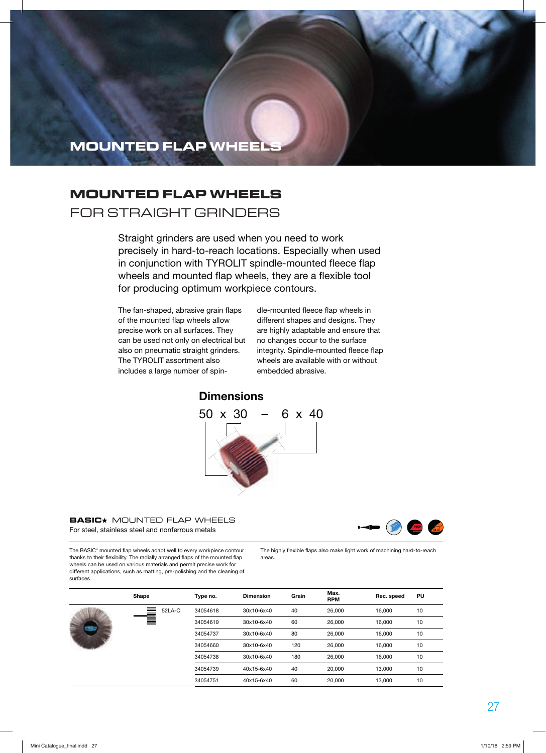# MOUNTED FLAP WHEELS

## MOUNTED FLAP WHEELS
FOR STRAIGHT GRINDERS

Straight grinders are used when you need to work precisely in hard-to-reach locations. Especially when used in conjunction with TYROLIT spindle-mounted fleece flap wheels and mounted flap wheels, they are a flexible tool for producing optimum workpiece contours.

The fan-shaped, abrasive grain flaps of the mounted flap wheels allow precise work on all surfaces. They can be used not only on electrical but also on pneumatic straight grinders. The TYROLIT assortment also includes a large number of spindle-mounted fleece flap wheels in different shapes and designs. They are highly adaptable and ensure that no changes occur to the surface integrity. Spindle-mounted fleece flap wheels are available with or without embedded abrasive.

### Dimensions

50 x 30 – 6 x 40

### BASIC★ MOUNTED FLAP WHEELS

For steel, stainless steel and nonferrous metals

The BASIC* mounted flap wheels adapt well to every workpiece contour thanks to their flexibility. The radially arranged flaps of the mounted flap wheels can be used on various materials and permit precise work for different applications, such as matting, pre-polishing and the cleaning of surfaces. The highly flexible flaps also make light work of machining hard-to-reach areas.

| Shape | Type no. | Dimension | Grain | Max. RPM | Rec. speed | PU |
|---|---|---|---|---|---|---|
| 52LA-C | 34054618 | 30x10-6x40 | 40 | 26,000 | 16,000 | 10 |
| | 34054619 | 30x10-6x40 | 60 | 26,000 | 16,000 | 10 |
| | 34054737 | 30x10-6x40 | 80 | 26,000 | 16,000 | 10 |
| | 34054660 | 30x10-6x40 | 120 | 26,000 | 16,000 | 10 |
| | 34054738 | 30x10-6x40 | 180 | 26,000 | 16,000 | 10 |
| | 34054739 | 40x15-6x40 | 40 | 20,000 | 13,000 | 10 |
| | 34054751 | 40x15-6x40 | 60 | 20,000 | 13,000 | 10 |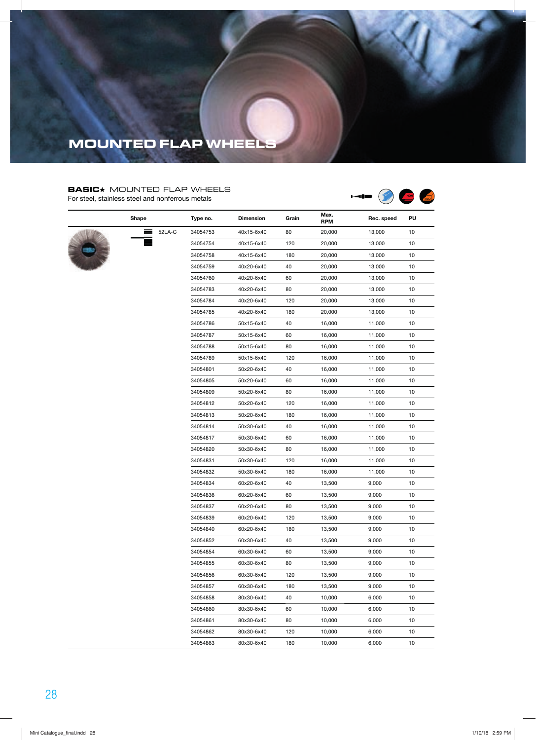# MOUNTED FLAP WHEELS

## BASIC★ MOUNTED FLAP WHEELS

For steel, stainless steel and nonferrous metals

| Shape | | Type no. | Dimension | Grain | Max. RPM | Rec. speed | PU |
|---|---|---|---|---|---|---|---|
| | 52LA-C | 34054753 | 40x15-6x40 | 80 | 20,000 | 13,000 | 10 |
| | | 34054754 | 40x15-6x40 | 120 | 20,000 | 13,000 | 10 |
| | | 34054758 | 40x15-6x40 | 180 | 20,000 | 13,000 | 10 |
| | | 34054759 | 40x20-6x40 | 40 | 20,000 | 13,000 | 10 |
| | | 34054760 | 40x20-6x40 | 60 | 20,000 | 13,000 | 10 |
| | | 34054783 | 40x20-6x40 | 80 | 20,000 | 13,000 | 10 |
| | | 34054784 | 40x20-6x40 | 120 | 20,000 | 13,000 | 10 |
| | | 34054785 | 40x20-6x40 | 180 | 20,000 | 13,000 | 10 |
| | | 34054786 | 50x15-6x40 | 40 | 16,000 | 11,000 | 10 |
| | | 34054787 | 50x15-6x40 | 60 | 16,000 | 11,000 | 10 |
| | | 34054788 | 50x15-6x40 | 80 | 16,000 | 11,000 | 10 |
| | | 34054789 | 50x15-6x40 | 120 | 16,000 | 11,000 | 10 |
| | | 34054801 | 50x20-6x40 | 40 | 16,000 | 11,000 | 10 |
| | | 34054805 | 50x20-6x40 | 60 | 16,000 | 11,000 | 10 |
| | | 34054809 | 50x20-6x40 | 80 | 16,000 | 11,000 | 10 |
| | | 34054812 | 50x20-6x40 | 120 | 16,000 | 11,000 | 10 |
| | | 34054813 | 50x20-6x40 | 180 | 16,000 | 11,000 | 10 |
| | | 34054814 | 50x30-6x40 | 40 | 16,000 | 11,000 | 10 |
| | | 34054817 | 50x30-6x40 | 60 | 16,000 | 11,000 | 10 |
| | | 34054820 | 50x30-6x40 | 80 | 16,000 | 11,000 | 10 |
| | | 34054831 | 50x30-6x40 | 120 | 16,000 | 11,000 | 10 |
| | | 34054832 | 50x30-6x40 | 180 | 16,000 | 11,000 | 10 |
| | | 34054834 | 60x20-6x40 | 40 | 13,500 | 9,000 | 10 |
| | | 34054836 | 60x20-6x40 | 60 | 13,500 | 9,000 | 10 |
| | | 34054837 | 60x20-6x40 | 80 | 13,500 | 9,000 | 10 |
| | | 34054839 | 60x20-6x40 | 120 | 13,500 | 9,000 | 10 |
| | | 34054840 | 60x20-6x40 | 180 | 13,500 | 9,000 | 10 |
| | | 34054852 | 60x30-6x40 | 40 | 13,500 | 9,000 | 10 |
| | | 34054854 | 60x30-6x40 | 60 | 13,500 | 9,000 | 10 |
| | | 34054855 | 60x30-6x40 | 80 | 13,500 | 9,000 | 10 |
| | | 34054856 | 60x30-6x40 | 120 | 13,500 | 9,000 | 10 |
| | | 34054857 | 60x30-6x40 | 180 | 13,500 | 9,000 | 10 |
| | | 34054858 | 80x30-6x40 | 40 | 10,000 | 6,000 | 10 |
| | | 34054860 | 80x30-6x40 | 60 | 10,000 | 6,000 | 10 |
| | | 34054861 | 80x30-6x40 | 80 | 10,000 | 6,000 | 10 |
| | | 34054862 | 80x30-6x40 | 120 | 10,000 | 6,000 | 10 |
| | | 34054863 | 80x30-6x40 | 180 | 10,000 | 6,000 | 10 |